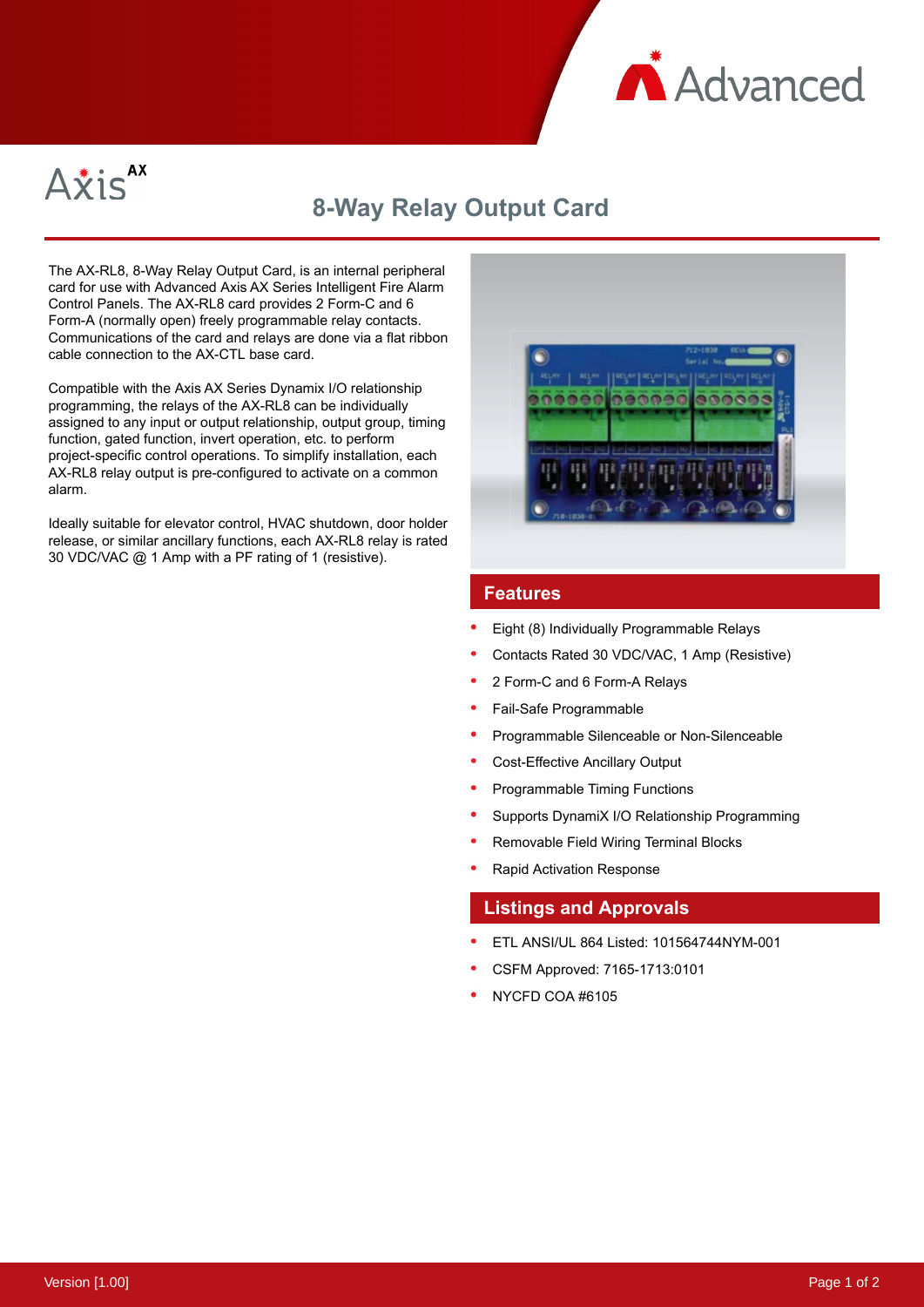Axis AX

# 8-Way Relay Output Card

The AX-RL8, 8-Way Relay Output Card, is an internal peripheral card for use with Advanced Axis AX Series Intelligent Fire Alarm Control Panels. The AX-RL8 card provides 2 Form-C and 6 Form-A (normally open) freely programmable relay contacts. Communications of the card and relays are done via a flat ribbon cable connection to the AX-CTL base card.

Compatible with the Axis AX Series Dynamix I/O relationship programming, the relays of the AX-RL8 can be individually assigned to any input or output relationship, output group, timing function, gated function, invert operation, etc. to perform project-specific control operations. To simplify installation, each AX-RL8 relay output is pre-configured to activate on a common alarm.

Ideally suitable for elevator control, HVAC shutdown, door holder release, or similar ancillary functions, each AX-RL8 relay is rated 30 VDC/VAC @ 1 Amp with a PF rating of 1 (resistive).

## Features

- Eight (8) Individually Programmable Relays
- Contacts Rated 30 VDC/VAC, 1 Amp (Resistive)
- 2 Form-C and 6 Form-A Relays
- Fail-Safe Programmable
- Programmable Silenceable or Non-Silenceable
- Cost-Effective Ancillary Output
- Programmable Timing Functions
- Supports DynamiX I/O Relationship Programming
- Removable Field Wiring Terminal Blocks
- Rapid Activation Response

## Listings and Approvals

- ETL ANSI/UL 864 Listed: 101564744NYM-001
- CSFM Approved: 7165-1713:0101
- NYCFD COA #6105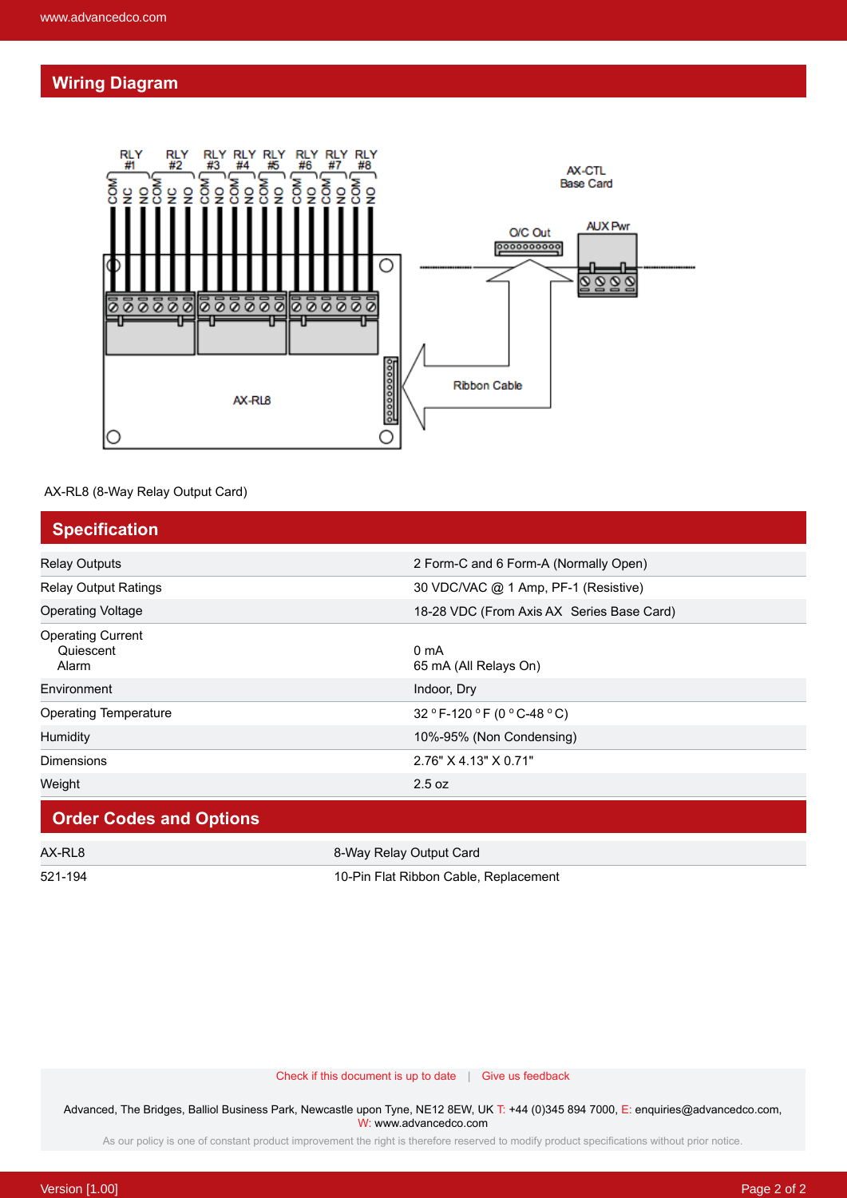## Wiring Diagram

RLY #1 RLY #2 RLY #3 RLY #4 RLY #5 RLY #6 RLY #7 RLY #8

COM NC NO COM NC NO COM NO COM NO COM NO COM NO COM NO COM NO

AX-CTL Base Card

O/C Out

AUX Pwr

Ribbon Cable

AX-RL8

AX-RL8 (8-Way Relay Output Card)

## Specification

| | |
|---|---|
| Relay Outputs | 2 Form-C and 6 Form-A (Normally Open) |
| Relay Output Ratings | 30 VDC/VAC @ 1 Amp, PF-1 (Resistive) |
| Operating Voltage | 18-28 VDC (From Axis AX Series Base Card) |
| Operating Current<br>Quiescent<br>Alarm | <br>0 mA<br>65 mA (All Relays On) |
| Environment | Indoor, Dry |
| Operating Temperature | 32 °F-120 °F (0 °C-48 °C) |
| Humidity | 10%-95% (Non Condensing) |
| Dimensions | 2.76" X 4.13" X 0.71" |
| Weight | 2.5 oz |

## Order Codes and Options

| | |
|---|---|
| AX-RL8 | 8-Way Relay Output Card |
| 521-194 | 10-Pin Flat Ribbon Cable, Replacement |

Check if this document is up to date | Give us feedback

Advanced, The Bridges, Balliol Business Park, Newcastle upon Tyne, NE12 8EW, UK T: +44 (0)345 894 7000, E: enquiries@advancedco.com, W: www.advancedco.com

As our policy is one of constant product improvement the right is therefore reserved to modify product specifications without prior notice.

Version [1.00]